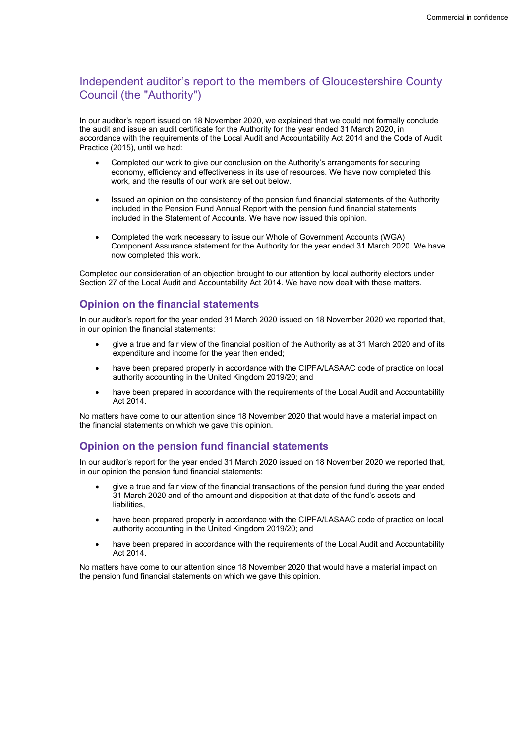# Independent auditor's report to the members of Gloucestershire County Council (the "Authority")

In our auditor's report issued on 18 November 2020, we explained that we could not formally conclude the audit and issue an audit certificate for the Authority for the year ended 31 March 2020, in accordance with the requirements of the Local Audit and Accountability Act 2014 and the Code of Audit Practice (2015), until we had:

- Completed our work to give our conclusion on the Authority's arrangements for securing economy, efficiency and effectiveness in its use of resources. We have now completed this work, and the results of our work are set out below.
- Issued an opinion on the consistency of the pension fund financial statements of the Authority included in the Pension Fund Annual Report with the pension fund financial statements included in the Statement of Accounts. We have now issued this opinion.
- Completed the work necessary to issue our Whole of Government Accounts (WGA) Component Assurance statement for the Authority for the year ended 31 March 2020. We have now completed this work.

Completed our consideration of an objection brought to our attention by local authority electors under Section 27 of the Local Audit and Accountability Act 2014. We have now dealt with these matters.

## Opinion on the financial statements

In our auditor's report for the year ended 31 March 2020 issued on 18 November 2020 we reported that, in our opinion the financial statements:

- give a true and fair view of the financial position of the Authority as at 31 March 2020 and of its expenditure and income for the year then ended;
- have been prepared properly in accordance with the CIPFA/LASAAC code of practice on local authority accounting in the United Kingdom 2019/20; and
- have been prepared in accordance with the requirements of the Local Audit and Accountability Act 2014.

No matters have come to our attention since 18 November 2020 that would have a material impact on the financial statements on which we gave this opinion.

## Opinion on the pension fund financial statements

In our auditor's report for the year ended 31 March 2020 issued on 18 November 2020 we reported that, in our opinion the pension fund financial statements:

- give a true and fair view of the financial transactions of the pension fund during the year ended 31 March 2020 and of the amount and disposition at that date of the fund's assets and liabilities,
- have been prepared properly in accordance with the CIPFA/LASAAC code of practice on local authority accounting in the United Kingdom 2019/20; and
- have been prepared in accordance with the requirements of the Local Audit and Accountability Act 2014.

No matters have come to our attention since 18 November 2020 that would have a material impact on the pension fund financial statements on which we gave this opinion.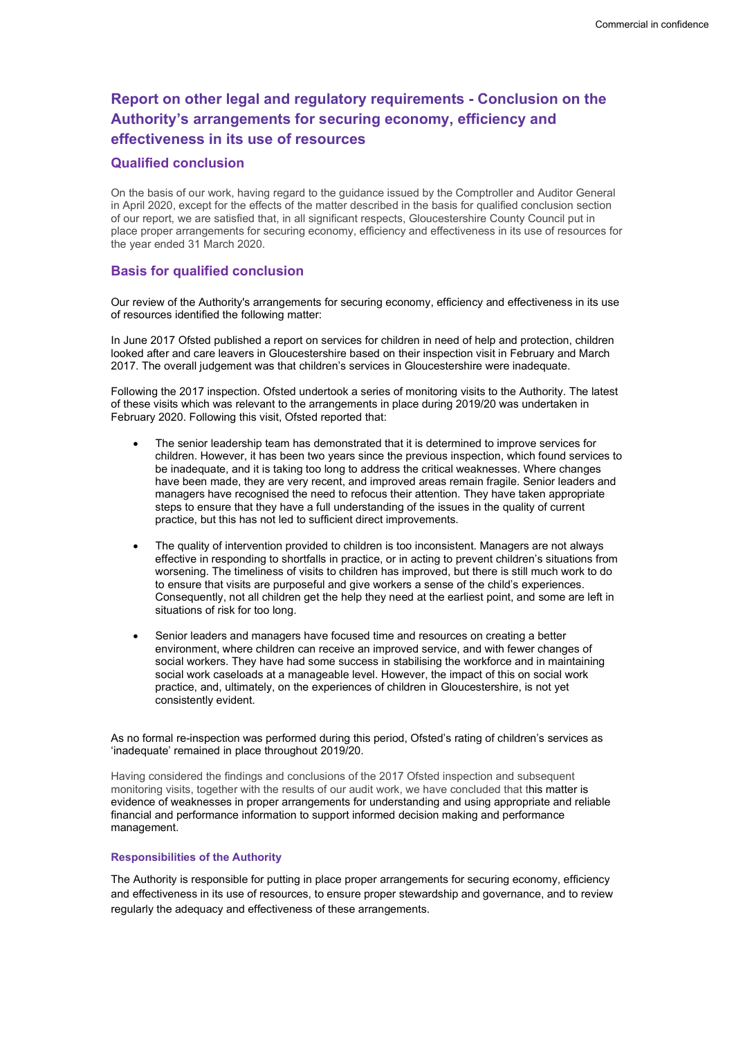## Report on other legal and regulatory requirements - Conclusion on the Authority's arrangements for securing economy, efficiency and effectiveness in its use of resources

### Qualified conclusion

On the basis of our work, having regard to the guidance issued by the Comptroller and Auditor General in April 2020, except for the effects of the matter described in the basis for qualified conclusion section of our report, we are satisfied that, in all significant respects, Gloucestershire County Council put in place proper arrangements for securing economy, efficiency and effectiveness in its use of resources for the year ended 31 March 2020.

### Basis for qualified conclusion

Our review of the Authority's arrangements for securing economy, efficiency and effectiveness in its use of resources identified the following matter:

In June 2017 Ofsted published a report on services for children in need of help and protection, children looked after and care leavers in Gloucestershire based on their inspection visit in February and March 2017. The overall judgement was that children's services in Gloucestershire were inadequate.

Following the 2017 inspection. Ofsted undertook a series of monitoring visits to the Authority. The latest of these visits which was relevant to the arrangements in place during 2019/20 was undertaken in February 2020. Following this visit, Ofsted reported that:

- The senior leadership team has demonstrated that it is determined to improve services for children. However, it has been two years since the previous inspection, which found services to be inadequate, and it is taking too long to address the critical weaknesses. Where changes have been made, they are very recent, and improved areas remain fragile. Senior leaders and managers have recognised the need to refocus their attention. They have taken appropriate steps to ensure that they have a full understanding of the issues in the quality of current practice, but this has not led to sufficient direct improvements.

- The quality of intervention provided to children is too inconsistent. Managers are not always effective in responding to shortfalls in practice, or in acting to prevent children's situations from worsening. The timeliness of visits to children has improved, but there is still much work to do to ensure that visits are purposeful and give workers a sense of the child's experiences. Consequently, not all children get the help they need at the earliest point, and some are left in situations of risk for too long.

- Senior leaders and managers have focused time and resources on creating a better environment, where children can receive an improved service, and with fewer changes of social workers. They have had some success in stabilising the workforce and in maintaining social work caseloads at a manageable level. However, the impact of this on social work practice, and, ultimately, on the experiences of children in Gloucestershire, is not yet consistently evident.

As no formal re-inspection was performed during this period, Ofsted's rating of children's services as 'inadequate' remained in place throughout 2019/20.

Having considered the findings and conclusions of the 2017 Ofsted inspection and subsequent monitoring visits, together with the results of our audit work, we have concluded that this matter is evidence of weaknesses in proper arrangements for understanding and using appropriate and reliable financial and performance information to support informed decision making and performance management.

#### Responsibilities of the Authority

The Authority is responsible for putting in place proper arrangements for securing economy, efficiency and effectiveness in its use of resources, to ensure proper stewardship and governance, and to review regularly the adequacy and effectiveness of these arrangements.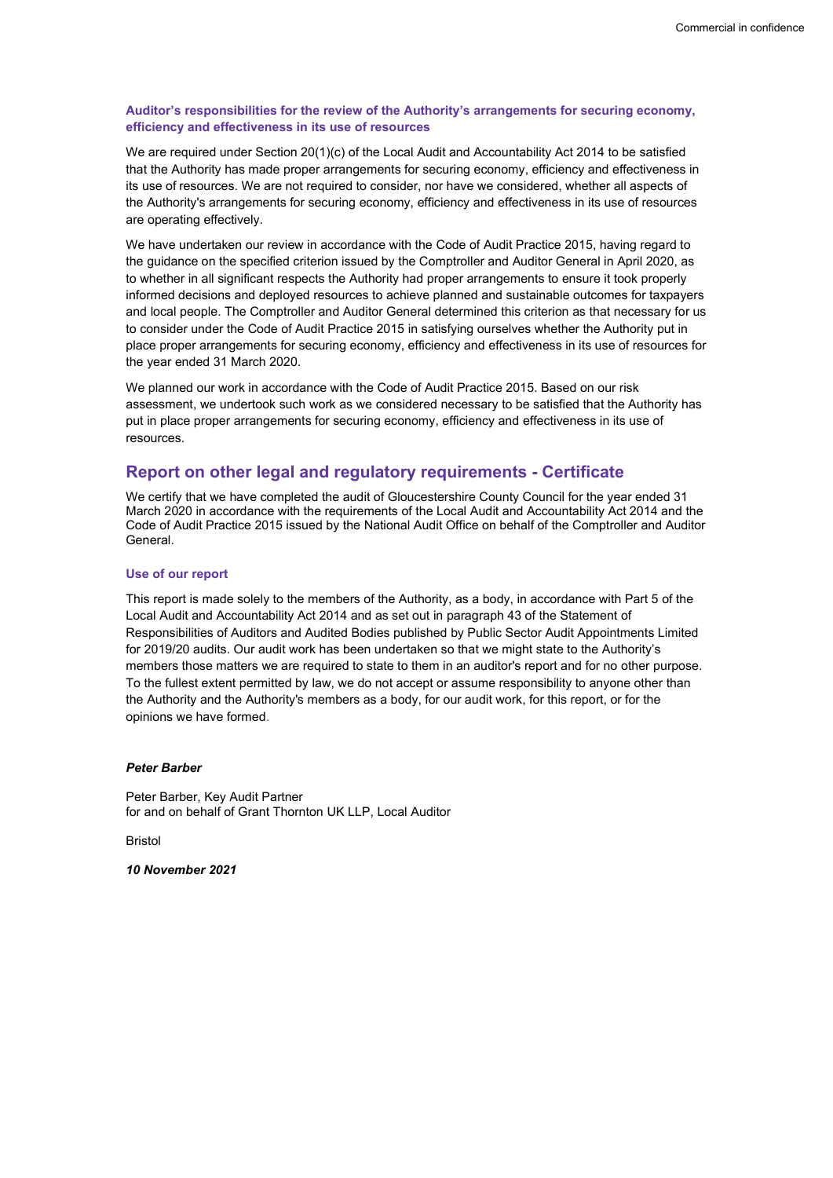### Auditor's responsibilities for the review of the Authority's arrangements for securing economy, efficiency and effectiveness in its use of resources

We are required under Section 20(1)(c) of the Local Audit and Accountability Act 2014 to be satisfied that the Authority has made proper arrangements for securing economy, efficiency and effectiveness in its use of resources. We are not required to consider, nor have we considered, whether all aspects of the Authority's arrangements for securing economy, efficiency and effectiveness in its use of resources are operating effectively.

We have undertaken our review in accordance with the Code of Audit Practice 2015, having regard to the guidance on the specified criterion issued by the Comptroller and Auditor General in April 2020, as to whether in all significant respects the Authority had proper arrangements to ensure it took properly informed decisions and deployed resources to achieve planned and sustainable outcomes for taxpayers and local people. The Comptroller and Auditor General determined this criterion as that necessary for us to consider under the Code of Audit Practice 2015 in satisfying ourselves whether the Authority put in place proper arrangements for securing economy, efficiency and effectiveness in its use of resources for the year ended 31 March 2020.

We planned our work in accordance with the Code of Audit Practice 2015. Based on our risk assessment, we undertook such work as we considered necessary to be satisfied that the Authority has put in place proper arrangements for securing economy, efficiency and effectiveness in its use of resources.

## Report on other legal and regulatory requirements - Certificate

We certify that we have completed the audit of Gloucestershire County Council for the year ended 31 March 2020 in accordance with the requirements of the Local Audit and Accountability Act 2014 and the Code of Audit Practice 2015 issued by the National Audit Office on behalf of the Comptroller and Auditor General.

### Use of our report

This report is made solely to the members of the Authority, as a body, in accordance with Part 5 of the Local Audit and Accountability Act 2014 and as set out in paragraph 43 of the Statement of Responsibilities of Auditors and Audited Bodies published by Public Sector Audit Appointments Limited for 2019/20 audits. Our audit work has been undertaken so that we might state to the Authority's members those matters we are required to state to them in an auditor's report and for no other purpose. To the fullest extent permitted by law, we do not accept or assume responsibility to anyone other than the Authority and the Authority's members as a body, for our audit work, for this report, or for the opinions we have formed.

***Peter Barber***

Peter Barber, Key Audit Partner
for and on behalf of Grant Thornton UK LLP, Local Auditor

Bristol

***10 November 2021***